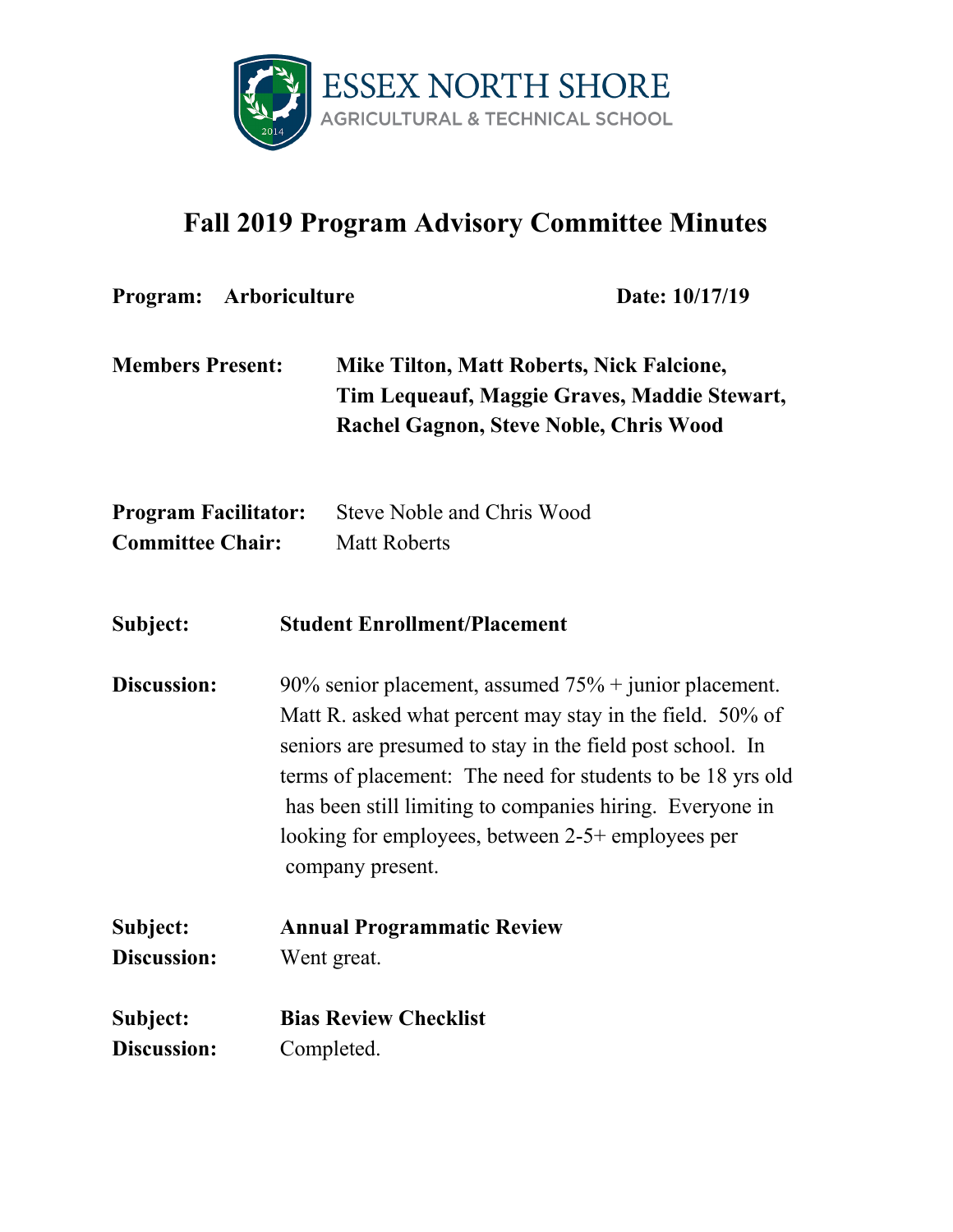ESSEX NORTH SHORE
AGRICULTURAL & TECHNICAL SCHOOL

# Fall 2019 Program Advisory Committee Minutes

**Program: Arboriculture** **Date: 10/17/19**

**Members Present:** **Mike Tilton, Matt Roberts, Nick Falcione, Tim Lequeauf, Maggie Graves, Maddie Stewart, Rachel Gagnon, Steve Noble, Chris Wood**

**Program Facilitator:** Steve Noble and Chris Wood
**Committee Chair:** Matt Roberts

**Subject:** **Student Enrollment/Placement**

**Discussion:** 90% senior placement, assumed 75% + junior placement. Matt R. asked what percent may stay in the field. 50% of seniors are presumed to stay in the field post school. In terms of placement: The need for students to be 18 yrs old has been still limiting to companies hiring. Everyone in looking for employees, between 2-5+ employees per company present.

**Subject:** **Annual Programmatic Review**
**Discussion:** Went great.

**Subject:** **Bias Review Checklist**
**Discussion:** Completed.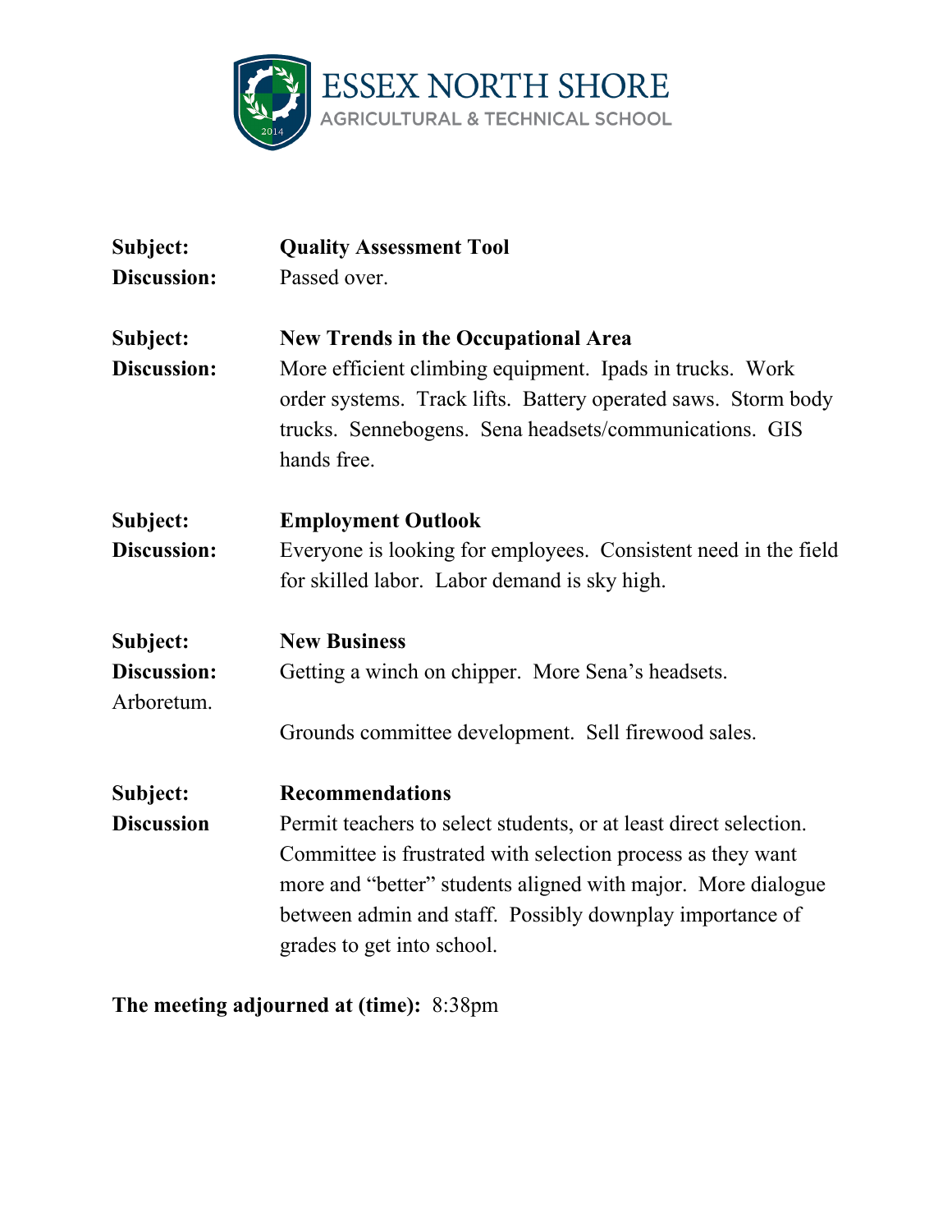**Subject:** **Quality Assessment Tool**
**Discussion:** Passed over.

**Subject:** **New Trends in the Occupational Area**
**Discussion:** More efficient climbing equipment. Ipads in trucks. Work order systems. Track lifts. Battery operated saws. Storm body trucks. Sennebogens. Sena headsets/communications. GIS hands free.

**Subject:** **Employment Outlook**
**Discussion:** Everyone is looking for employees. Consistent need in the field for skilled labor. Labor demand is sky high.

**Subject:** **New Business**
**Discussion:** Getting a winch on chipper. More Sena's headsets.
Arboretum.

Grounds committee development. Sell firewood sales.

**Subject:** **Recommendations**
**Discussion** Permit teachers to select students, or at least direct selection. Committee is frustrated with selection process as they want more and "better" students aligned with major. More dialogue between admin and staff. Possibly downplay importance of grades to get into school.

**The meeting adjourned at (time):** 8:38pm